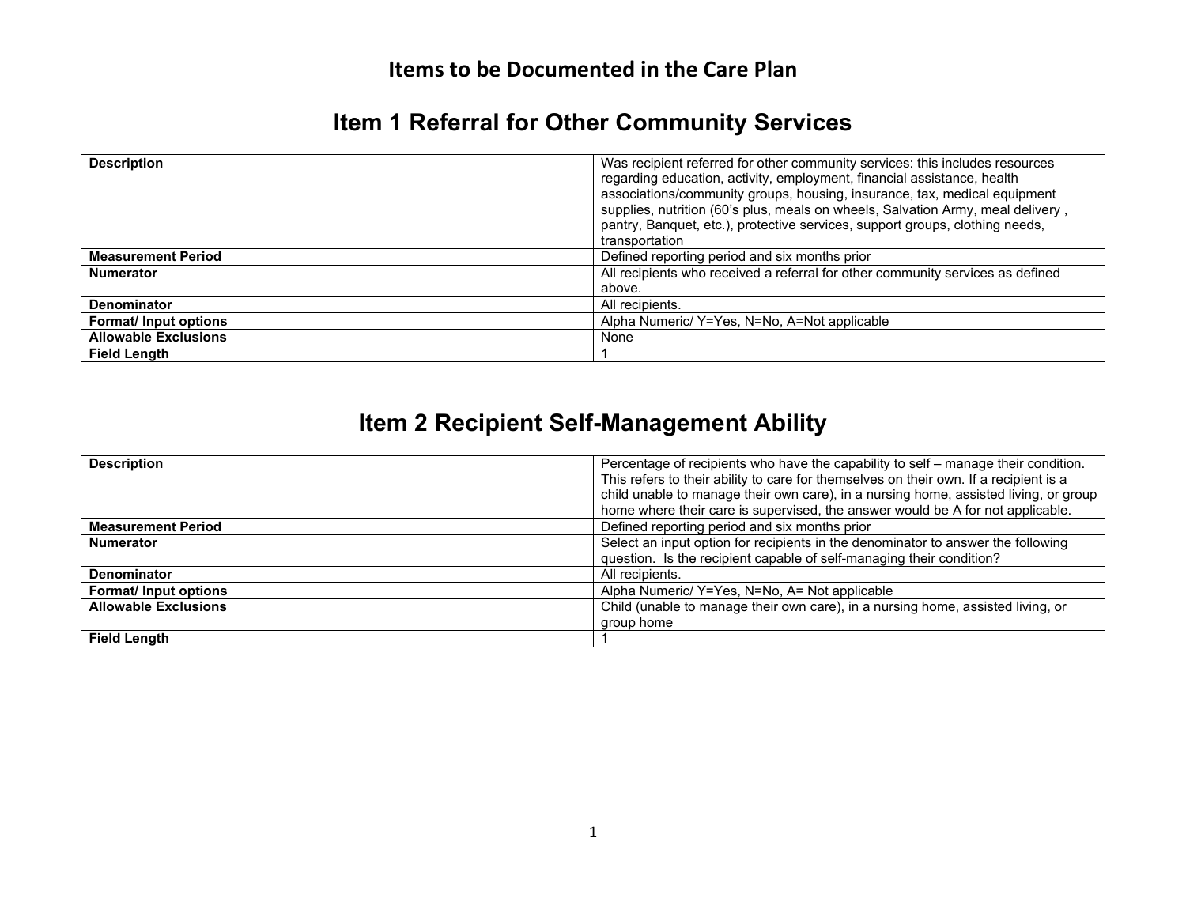# Items to be Documented in the Care Plan

## Item 1 Referral for Other Community Services

| | |
|---|---|
| **Description** | Was recipient referred for other community services: this includes resources regarding education, activity, employment, financial assistance, health associations/community groups, housing, insurance, tax, medical equipment supplies, nutrition (60's plus, meals on wheels, Salvation Army, meal delivery , pantry, Banquet, etc.), protective services, support groups, clothing needs, transportation |
| **Measurement Period** | Defined reporting period and six months prior |
| **Numerator** | All recipients who received a referral for other community services as defined above. |
| **Denominator** | All recipients. |
| **Format/ Input options** | Alpha Numeric/ Y=Yes, N=No, A=Not applicable |
| **Allowable Exclusions** | None |
| **Field Length** | 1 |

## Item 2 Recipient Self-Management Ability

| | |
|---|---|
| **Description** | Percentage of recipients who have the capability to self – manage their condition. This refers to their ability to care for themselves on their own. If a recipient is a child unable to manage their own care), in a nursing home, assisted living, or group home where their care is supervised, the answer would be A for not applicable. |
| **Measurement Period** | Defined reporting period and six months prior |
| **Numerator** | Select an input option for recipients in the denominator to answer the following question. Is the recipient capable of self-managing their condition? |
| **Denominator** | All recipients. |
| **Format/ Input options** | Alpha Numeric/ Y=Yes, N=No, A= Not applicable |
| **Allowable Exclusions** | Child (unable to manage their own care), in a nursing home, assisted living, or group home |
| **Field Length** | 1 |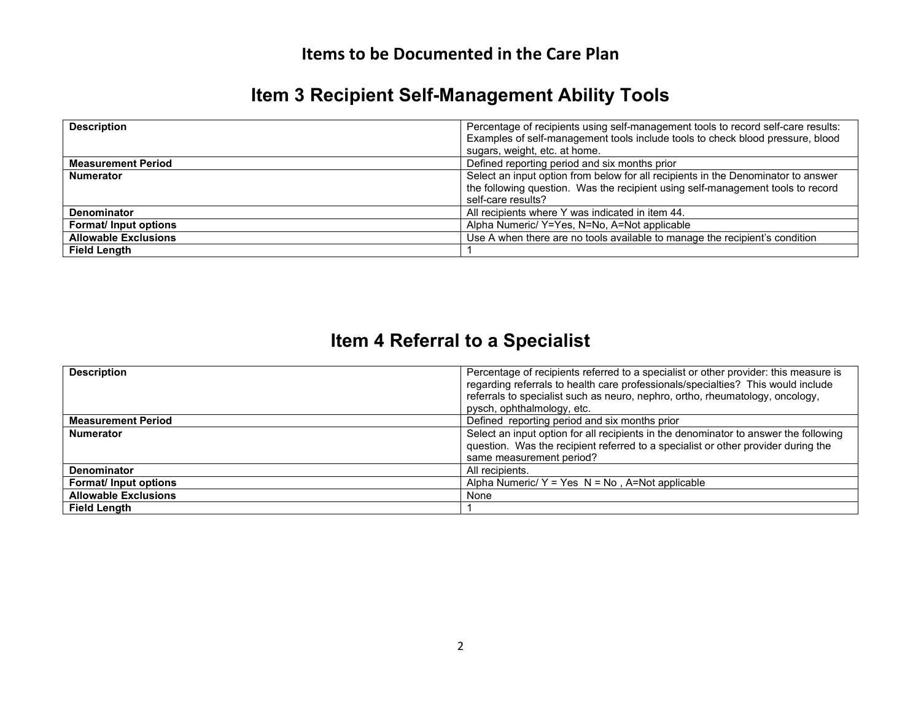# Items to be Documented in the Care Plan

## Item 3 Recipient Self-Management Ability Tools

| **Description** | Percentage of recipients using self-management tools to record self-care results: Examples of self-management tools include tools to check blood pressure, blood sugars, weight, etc. at home. |
|---|---|
| **Measurement Period** | Defined reporting period and six months prior |
| **Numerator** | Select an input option from below for all recipients in the Denominator to answer the following question. Was the recipient using self-management tools to record self-care results? |
| **Denominator** | All recipients where Y was indicated in item 44. |
| **Format/ Input options** | Alpha Numeric/ Y=Yes, N=No, A=Not applicable |
| **Allowable Exclusions** | Use A when there are no tools available to manage the recipient's condition |
| **Field Length** | 1 |

## Item 4 Referral to a Specialist

| **Description** | Percentage of recipients referred to a specialist or other provider: this measure is regarding referrals to health care professionals/specialties? This would include referrals to specialist such as neuro, nephro, ortho, rheumatology, oncology, pysch, ophthalmology, etc. |
|---|---|
| **Measurement Period** | Defined reporting period and six months prior |
| **Numerator** | Select an input option for all recipients in the denominator to answer the following question. Was the recipient referred to a specialist or other provider during the same measurement period? |
| **Denominator** | All recipients. |
| **Format/ Input options** | Alpha Numeric/ Y = Yes N = No , A=Not applicable |
| **Allowable Exclusions** | None |
| **Field Length** | 1 |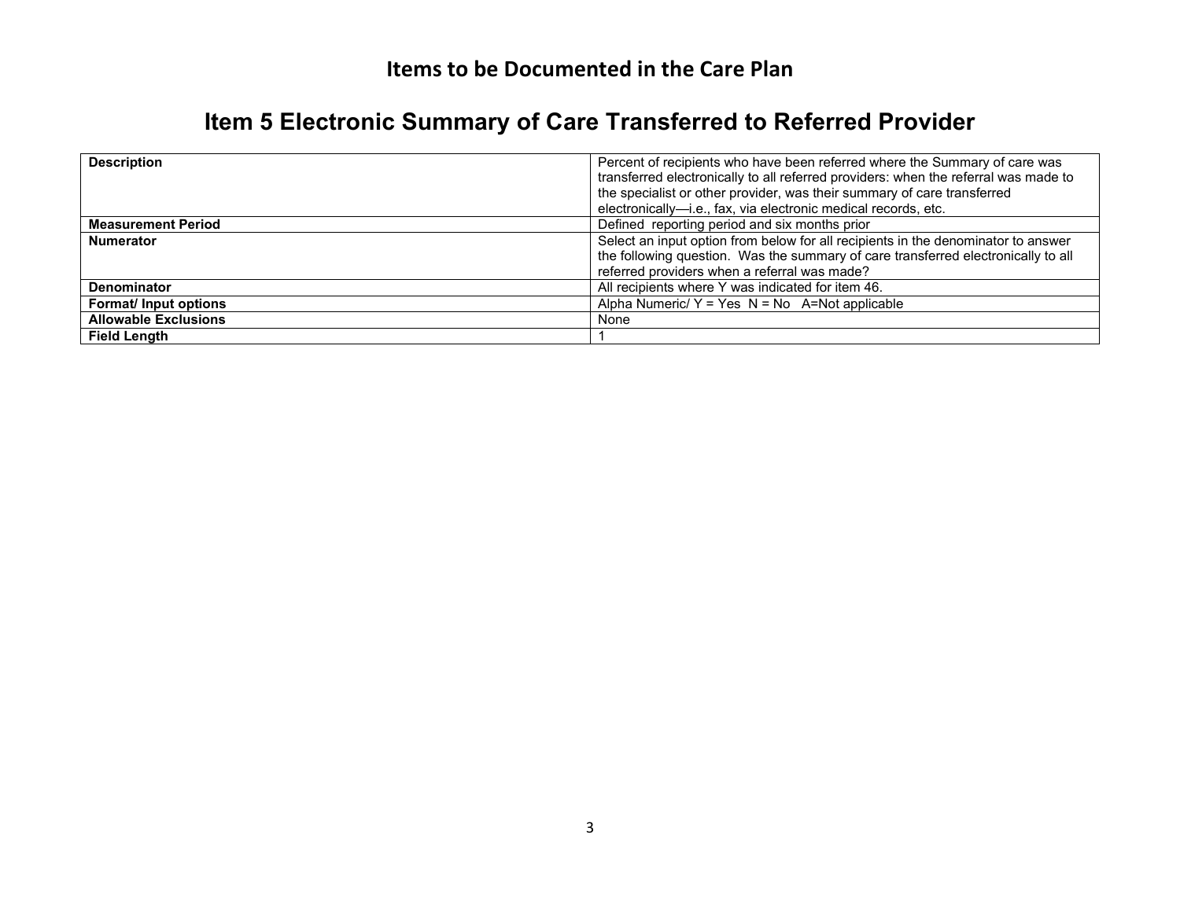## Items to be Documented in the Care Plan

# Item 5 Electronic Summary of Care Transferred to Referred Provider

| | |
|---|---|
| **Description** | Percent of recipients who have been referred where the Summary of care was transferred electronically to all referred providers: when the referral was made to the specialist or other provider, was their summary of care transferred electronically—i.e., fax, via electronic medical records, etc. |
| **Measurement Period** | Defined reporting period and six months prior |
| **Numerator** | Select an input option from below for all recipients in the denominator to answer the following question. Was the summary of care transferred electronically to all referred providers when a referral was made? |
| **Denominator** | All recipients where Y was indicated for item 46. |
| **Format/ Input options** | Alpha Numeric/ Y = Yes N = No A=Not applicable |
| **Allowable Exclusions** | None |
| **Field Length** | 1 |